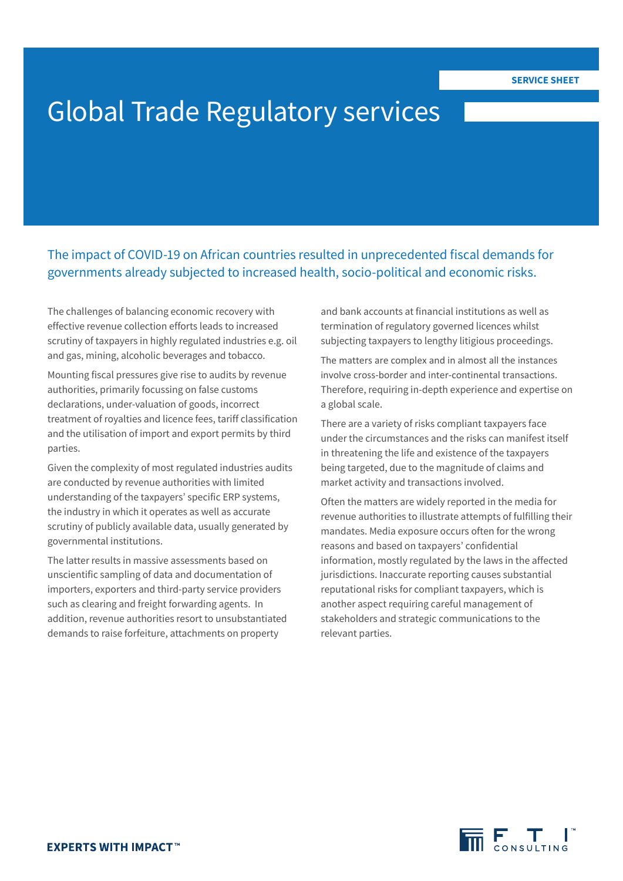SERVICE SHEET

# Global Trade Regulatory services

## The impact of COVID-19 on African countries resulted in unprecedented fiscal demands for governments already subjected to increased health, socio-political and economic risks.

The challenges of balancing economic recovery with effective revenue collection efforts leads to increased scrutiny of taxpayers in highly regulated industries e.g. oil and gas, mining, alcoholic beverages and tobacco.

Mounting fiscal pressures give rise to audits by revenue authorities, primarily focussing on false customs declarations, under-valuation of goods, incorrect treatment of royalties and licence fees, tariff classification and the utilisation of import and export permits by third parties.

Given the complexity of most regulated industries audits are conducted by revenue authorities with limited understanding of the taxpayers' specific ERP systems, the industry in which it operates as well as accurate scrutiny of publicly available data, usually generated by governmental institutions.

The latter results in massive assessments based on unscientific sampling of data and documentation of importers, exporters and third-party service providers such as clearing and freight forwarding agents. In addition, revenue authorities resort to unsubstantiated demands to raise forfeiture, attachments on property and bank accounts at financial institutions as well as termination of regulatory governed licences whilst subjecting taxpayers to lengthy litigious proceedings.

The matters are complex and in almost all the instances involve cross-border and inter-continental transactions. Therefore, requiring in-depth experience and expertise on a global scale.

There are a variety of risks compliant taxpayers face under the circumstances and the risks can manifest itself in threatening the life and existence of the taxpayers being targeted, due to the magnitude of claims and market activity and transactions involved.

Often the matters are widely reported in the media for revenue authorities to illustrate attempts of fulfilling their mandates. Media exposure occurs often for the wrong reasons and based on taxpayers' confidential information, mostly regulated by the laws in the affected jurisdictions. Inaccurate reporting causes substantial reputational risks for compliant taxpayers, which is another aspect requiring careful management of stakeholders and strategic communications to the relevant parties.

EXPERTS WITH IMPACT™

FTI CONSULTING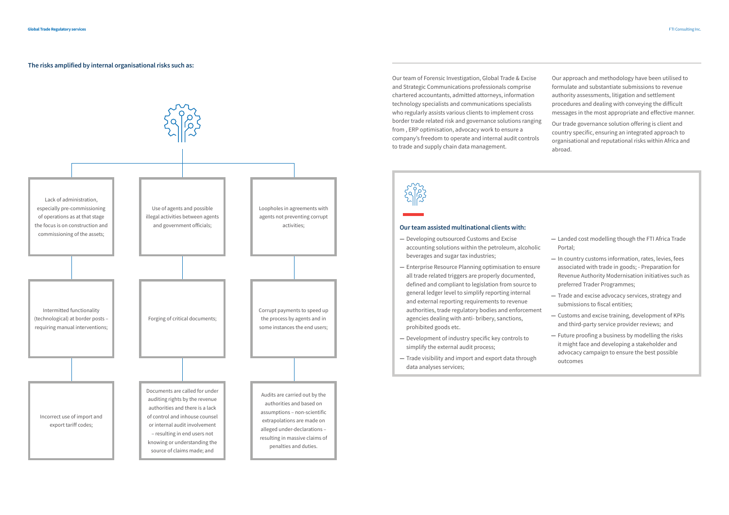## The risks amplified by internal organisational risks such as:

- Lack of administration, especially pre-commissioning of operations as at that stage the focus is on construction and commissioning of the assets;
- Intermitted functionality (technological) at border posts – requiring manual interventions;
- Incorrect use of import and export tariff codes;
- Use of agents and possible illegal activities between agents and government officials;
- Forging of critical documents;
- Documents are called for under auditing rights by the revenue authorities and there is a lack of control and inhouse counsel or internal audit involvement – resulting in end users not knowing or understanding the source of claims made; and
- Loopholes in agreements with agents not preventing corrupt activities;
- Corrupt payments to speed up the process by agents and in some instances the end users;
- Audits are carried out by the authorities and based on assumptions – non-scientific extrapolations are made on alleged under-declarations – resulting in massive claims of penalties and duties.

Our team of Forensic Investigation, Global Trade & Excise and Strategic Communications professionals comprise chartered accountants, admitted attorneys, information technology specialists and communications specialists who regularly assists various clients to implement cross border trade related risk and governance solutions ranging from , ERP optimisation, advocacy work to ensure a company's freedom to operate and internal audit controls to trade and supply chain data management.

Our approach and methodology have been utilised to formulate and substantiate submissions to revenue authority assessments, litigation and settlement procedures and dealing with conveying the difficult messages in the most appropriate and effective manner.

Our trade governance solution offering is client and country specific, ensuring an integrated approach to organisational and reputational risks within Africa and abroad.

### Our team assisted multinational clients with:

- Developing outsourced Customs and Excise accounting solutions within the petroleum, alcoholic beverages and sugar tax industries;
- Enterprise Resource Planning optimisation to ensure all trade related triggers are properly documented, defined and compliant to legislation from source to general ledger level to simplify reporting internal and external reporting requirements to revenue authorities, trade regulatory bodies and enforcement agencies dealing with anti- bribery, sanctions, prohibited goods etc.
- Development of industry specific key controls to simplify the external audit process;
- Trade visibility and import and export data through data analyses services;
- Landed cost modelling though the FTI Africa Trade Portal;
- In country customs information, rates, levies, fees associated with trade in goods; - Preparation for Revenue Authority Modernisation initiatives such as preferred Trader Programmes;
- Trade and excise advocacy services, strategy and submissions to fiscal entities;
- Customs and excise training, development of KPIs and third-party service provider reviews; and
- Future proofing a business by modelling the risks it might face and developing a stakeholder and advocacy campaign to ensure the best possible outcomes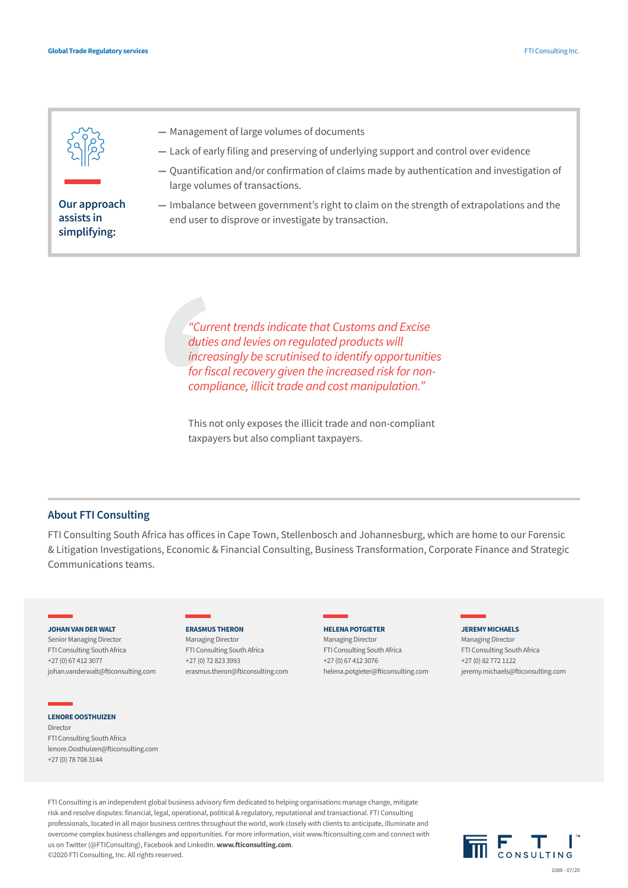**Our approach assists in simplifying:**

- Management of large volumes of documents
- Lack of early filing and preserving of underlying support and control over evidence
- Quantification and/or confirmation of claims made by authentication and investigation of large volumes of transactions.
- Imbalance between government's right to claim on the strength of extrapolations and the end user to disprove or investigate by transaction.

> *"Current trends indicate that Customs and Excise duties and levies on regulated products will increasingly be scrutinised to identify opportunities for fiscal recovery given the increased risk for non-compliance, illicit trade and cost manipulation."*

This not only exposes the illicit trade and non-compliant taxpayers but also compliant taxpayers.

## About FTI Consulting

FTI Consulting South Africa has offices in Cape Town, Stellenbosch and Johannesburg, which are home to our Forensic & Litigation Investigations, Economic & Financial Consulting, Business Transformation, Corporate Finance and Strategic Communications teams.

**JOHAN VAN DER WALT**
Senior Managing Director
FTI Consulting South Africa
+27 (0) 67 412 3077
johan.vanderwalt@fticonsulting.com

**ERASMUS THERON**
Managing Director
FTI Consulting South Africa
+27 (0) 72 823 3993
erasmus.theron@fticonsulting.com

**HELENA POTGIETER**
Managing Director
FTI Consulting South Africa
+27 (0) 67 412 3076
helena.potgieter@fticonsulting.com

**JEREMY MICHAELS**
Managing Director
FTI Consulting South Africa
+27 (0) 82 772 1122
jeremy.michaels@fticonsulting.com

**LENORE OOSTHUIZEN**
Director
FTI Consulting South Africa
lenore.Oosthuizen@fticonsulting.com
+27 (0) 78 708 3144

FTI Consulting is an independent global business advisory firm dedicated to helping organisations manage change, mitigate risk and resolve disputes: financial, legal, operational, political & regulatory, reputational and transactional. FTI Consulting professionals, located in all major business centres throughout the world, work closely with clients to anticipate, illuminate and overcome complex business challenges and opportunities. For more information, visit www.fticonsulting.com and connect with us on Twitter (@FTIConsulting), Facebook and LinkedIn. **www.fticonsulting.com**.
©2020 FTI Consulting, Inc. All rights reserved.

FTI CONSULTING™

1088 - 07/20